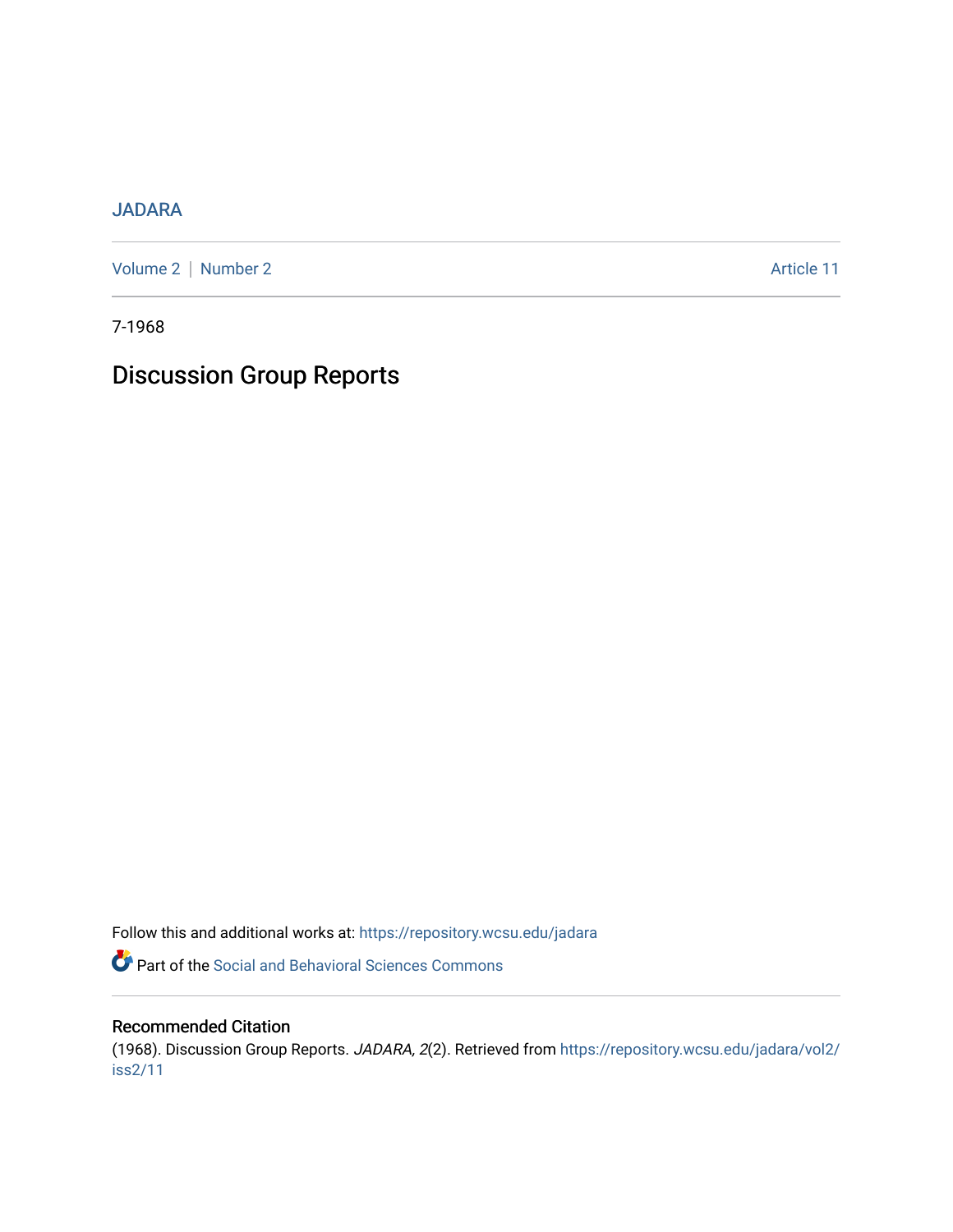JADARA

Volume 2 | Number 2 Article 11

7-1968

# Discussion Group Reports

Follow this and additional works at: https://repository.wcsu.edu/jadara

Part of the Social and Behavioral Sciences Commons

## Recommended Citation

(1968). Discussion Group Reports. *JADARA, 2*(2). Retrieved from https://repository.wcsu.edu/jadara/vol2/iss2/11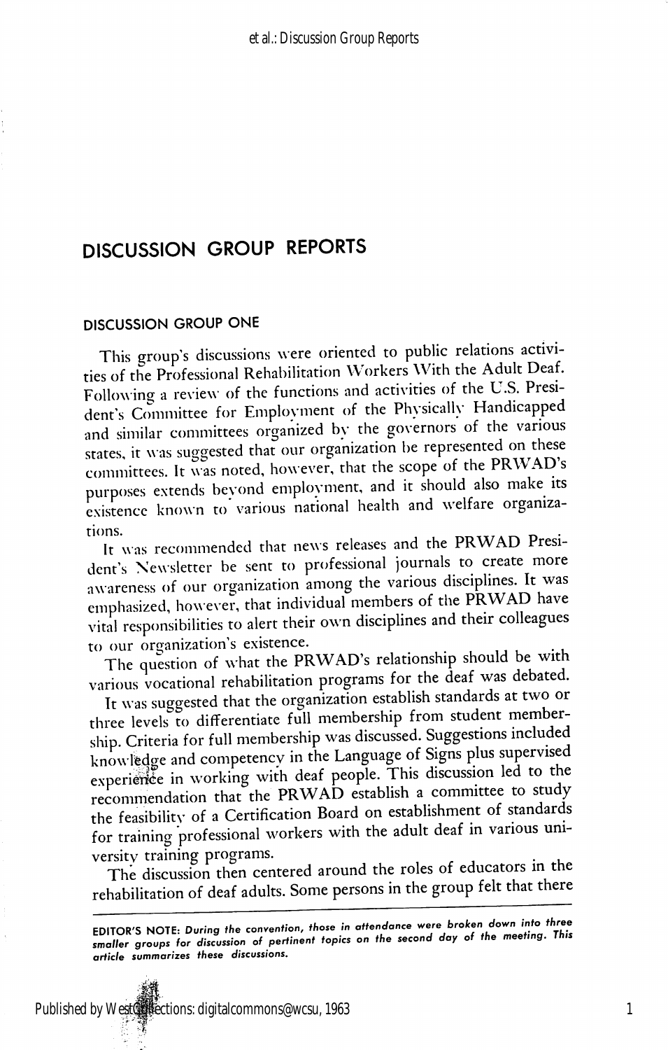# DISCUSSION GROUP REPORTS

## DISCUSSION GROUP ONE

This group's discussions were oriented to public relations activities of the Professional Rehabilitation Workers With the Adult Deaf. Following a review of the functions and activities of the U.S. President's Committee for Employment of the Physically Handicapped and similar committees organized by the governors of the various states, it was suggested that our organization be represented on these committees. It was noted, however, that the scope of the PRWAD's purposes extends beyond employment, and it should also make its existence known to various national health and welfare organizations.

It was recommended that news releases and the PRWAD President's Newsletter be sent to professional journals to create more awareness of our organization among the various disciplines. It was emphasized, however, that individual members of the PRWAD have vital responsibilities to alert their own disciplines and their colleagues to our organization's existence.

The question of what the PRWAD's relationship should be with various vocational rehabilitation programs for the deaf was debated.

It was suggested that the organization establish standards at two or three levels to differentiate full membership from student membership. Criteria for full membership was discussed. Suggestions included knowledge and competency in the Language of Signs plus supervised experience in working with deaf people. This discussion led to the recommendation that the PRWAD establish a committee to study the feasibility of a Certification Board on establishment of standards for training professional workers with the adult deaf in various university training programs.

The discussion then centered around the roles of educators in the rehabilitation of deaf adults. Some persons in the group felt that there

---

**EDITOR'S NOTE:** *During the convention, those in attendance were broken down into three smaller groups for discussion of pertinent topics on the second day of the meeting. This article summarizes these discussions.*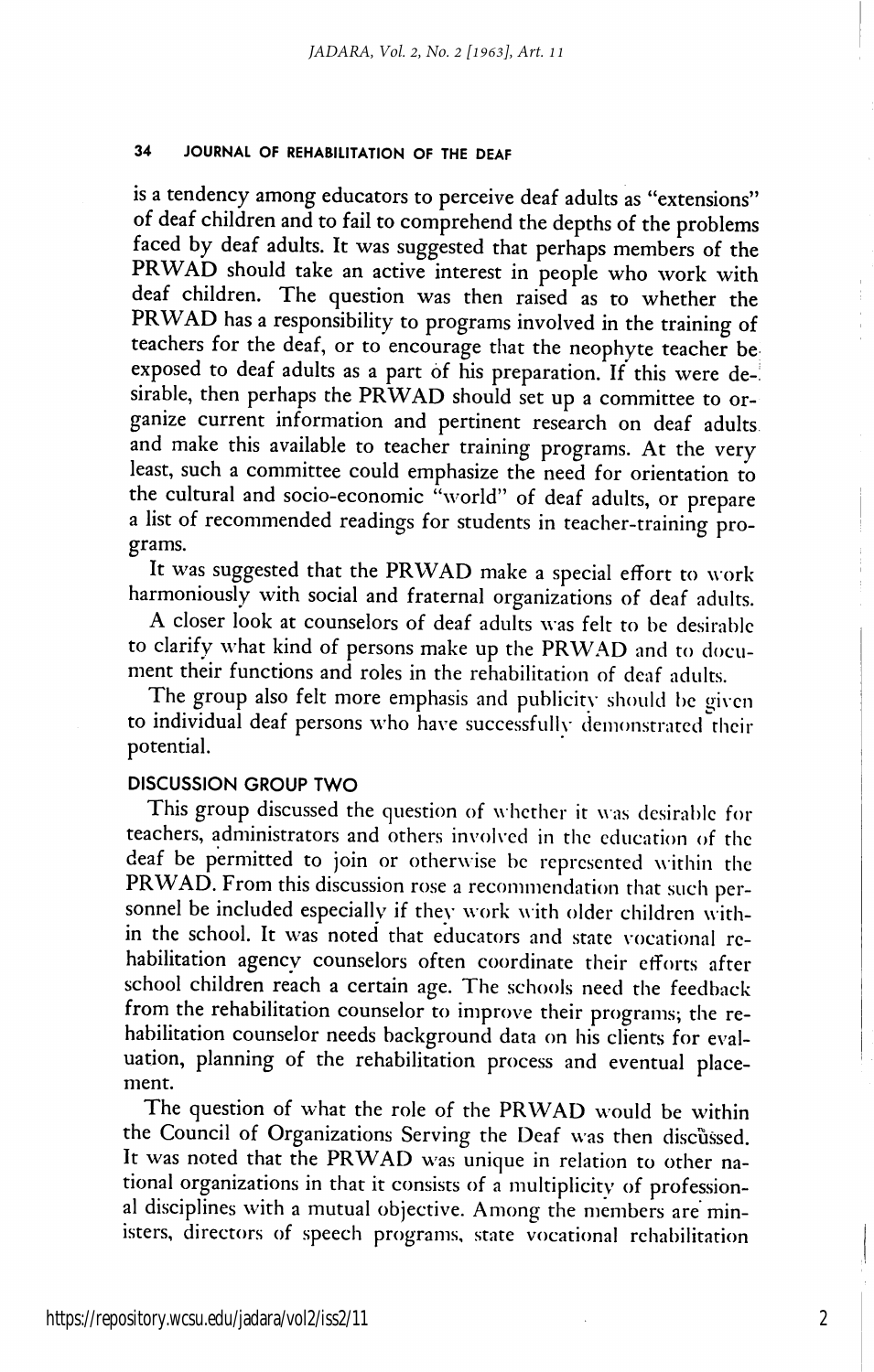is a tendency among educators to perceive deaf adults as "extensions" of deaf children and to fail to comprehend the depths of the problems faced by deaf adults. It was suggested that perhaps members of the PRWAD should take an active interest in people who work with deaf children. The question was then raised as to whether the PRWAD has a responsibility to programs involved in the training of teachers for the deaf, or to encourage that the neophyte teacher be exposed to deaf adults as a part of his preparation. If this were desirable, then perhaps the PRWAD should set up a committee to organize current information and pertinent research on deaf adults and make this available to teacher training programs. At the very least, such a committee could emphasize the need for orientation to the cultural and socio-economic "world" of deaf adults, or prepare a list of recommended readings for students in teacher-training programs.

It was suggested that the PRWAD make a special effort to work harmoniously with social and fraternal organizations of deaf adults.

A closer look at counselors of deaf adults was felt to be desirable to clarify what kind of persons make up the PRWAD and to document their functions and roles in the rehabilitation of deaf adults.

The group also felt more emphasis and publicity should be given to individual deaf persons who have successfully demonstrated their potential.

## DISCUSSION GROUP TWO

This group discussed the question of whether it was desirable for teachers, administrators and others involved in the education of the deaf be permitted to join or otherwise be represented within the PRWAD. From this discussion rose a recommendation that such personnel be included especially if they work with older children within the school. It was noted that educators and state vocational rehabilitation agency counselors often coordinate their efforts after school children reach a certain age. The schools need the feedback from the rehabilitation counselor to improve their programs; the rehabilitation counselor needs background data on his clients for evaluation, planning of the rehabilitation process and eventual placement.

The question of what the role of the PRWAD would be within the Council of Organizations Serving the Deaf was then discussed. It was noted that the PRWAD was unique in relation to other national organizations in that it consists of a multiplicity of professional disciplines with a mutual objective. Among the members are ministers, directors of speech programs, state vocational rehabilitation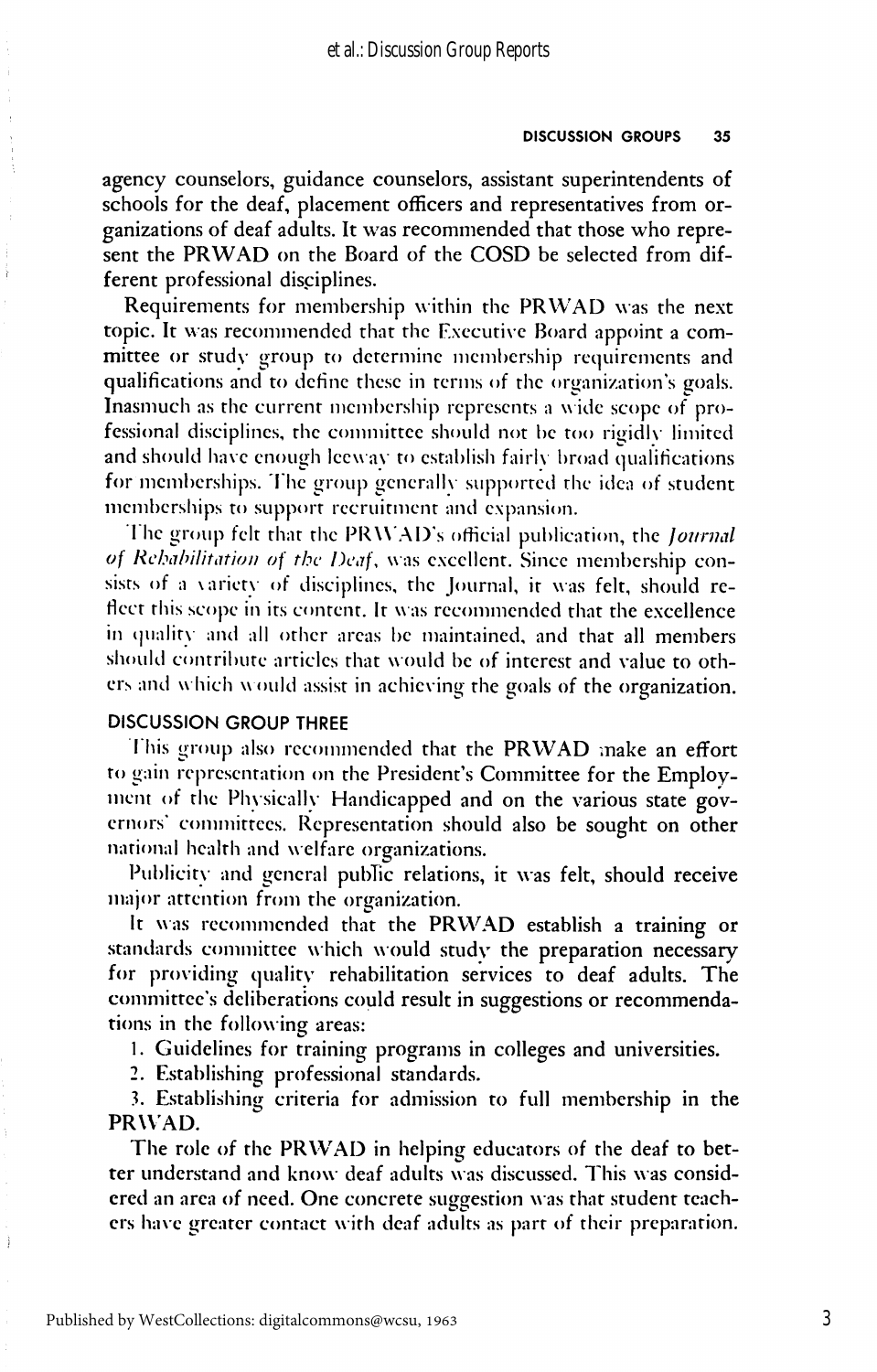agency counselors, guidance counselors, assistant superintendents of schools for the deaf, placement officers and representatives from organizations of deaf adults. It was recommended that those who represent the PRWAD on the Board of the COSD be selected from different professional disciplines.

Requirements for membership within the PRWAD was the next topic. It was recommended that the Executive Board appoint a committee or study group to determine membership requirements and qualifications and to define these in terms of the organization's goals. Inasmuch as the current membership represents a wide scope of professional disciplines, the committee should not be too rigidly limited and should have enough leeway to establish fairly broad qualifications for memberships. The group generally supported the idea of student memberships to support recruitment and expansion.

The group felt that the PRWAD's official publication, the *Journal of Rehabilitation of the Deaf*, was excellent. Since membership consists of a variety of disciplines, the Journal, it was felt, should reflect this scope in its content. It was recommended that the excellence in quality and all other areas be maintained, and that all members should contribute articles that would be of interest and value to others and which would assist in achieving the goals of the organization.

## DISCUSSION GROUP THREE

This group also recommended that the PRWAD make an effort to gain representation on the President's Committee for the Employment of the Physically Handicapped and on the various state governors' committees. Representation should also be sought on other national health and welfare organizations.

Publicity and general public relations, it was felt, should receive major attention from the organization.

It was recommended that the PRWAD establish a training or standards committee which would study the preparation necessary for providing quality rehabilitation services to deaf adults. The committee's deliberations could result in suggestions or recommendations in the following areas:

1. Guidelines for training programs in colleges and universities.
2. Establishing professional standards.
3. Establishing criteria for admission to full membership in the PRWAD.

The role of the PRWAD in helping educators of the deaf to better understand and know deaf adults was discussed. This was considered an area of need. One concrete suggestion was that student teachers have greater contact with deaf adults as part of their preparation.